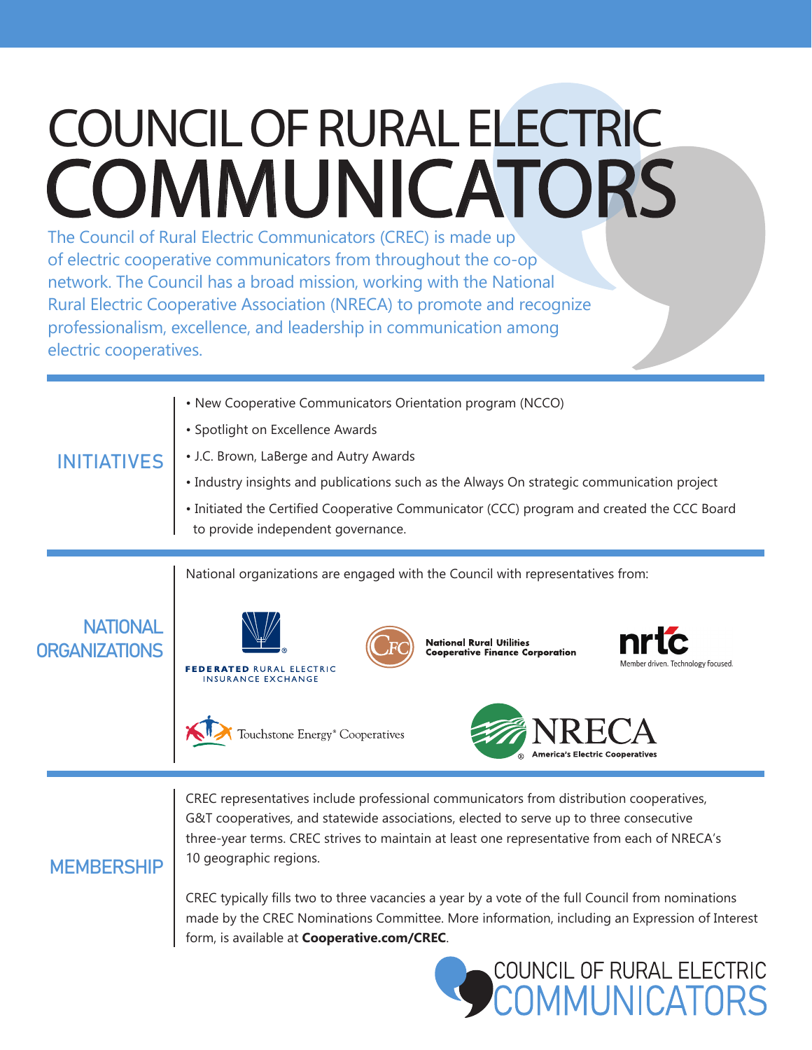# COUNCIL OF RURAL ELECTRIC COMMUNICATORS

The Council of Rural Electric Communicators (CREC) is made up of electric cooperative communicators from throughout the co-op network. The Council has a broad mission, working with the National Rural Electric Cooperative Association (NRECA) to promote and recognize professionalism, excellence, and leadership in communication among electric cooperatives.

## INITIATIVES

- New Cooperative Communicators Orientation program (NCCO)
- Spotlight on Excellence Awards
- J.C. Brown, LaBerge and Autry Awards
- Industry insights and publications such as the Always On strategic communication project
- Initiated the Certified Cooperative Communicator (CCC) program and created the CCC Board to provide independent governance.

## NATIONAL ORGANIZATIONS

National organizations are engaged with the Council with representatives from:

- Federated Rural Electric Insurance Exchange
- National Rural Utilities Cooperative Finance Corporation (CFC)
- NRTC — Member driven. Technology focused.
- Touchstone Energy® Cooperatives
- NRECA — America's Electric Cooperatives

## MEMBERSHIP

CREC representatives include professional communicators from distribution cooperatives, G&T cooperatives, and statewide associations, elected to serve up to three consecutive three-year terms. CREC strives to maintain at least one representative from each of NRECA's 10 geographic regions.

CREC typically fills two to three vacancies a year by a vote of the full Council from nominations made by the CREC Nominations Committee. More information, including an Expression of Interest form, is available at **Cooperative.com/CREC**.

COUNCIL OF RURAL ELECTRIC COMMUNICATORS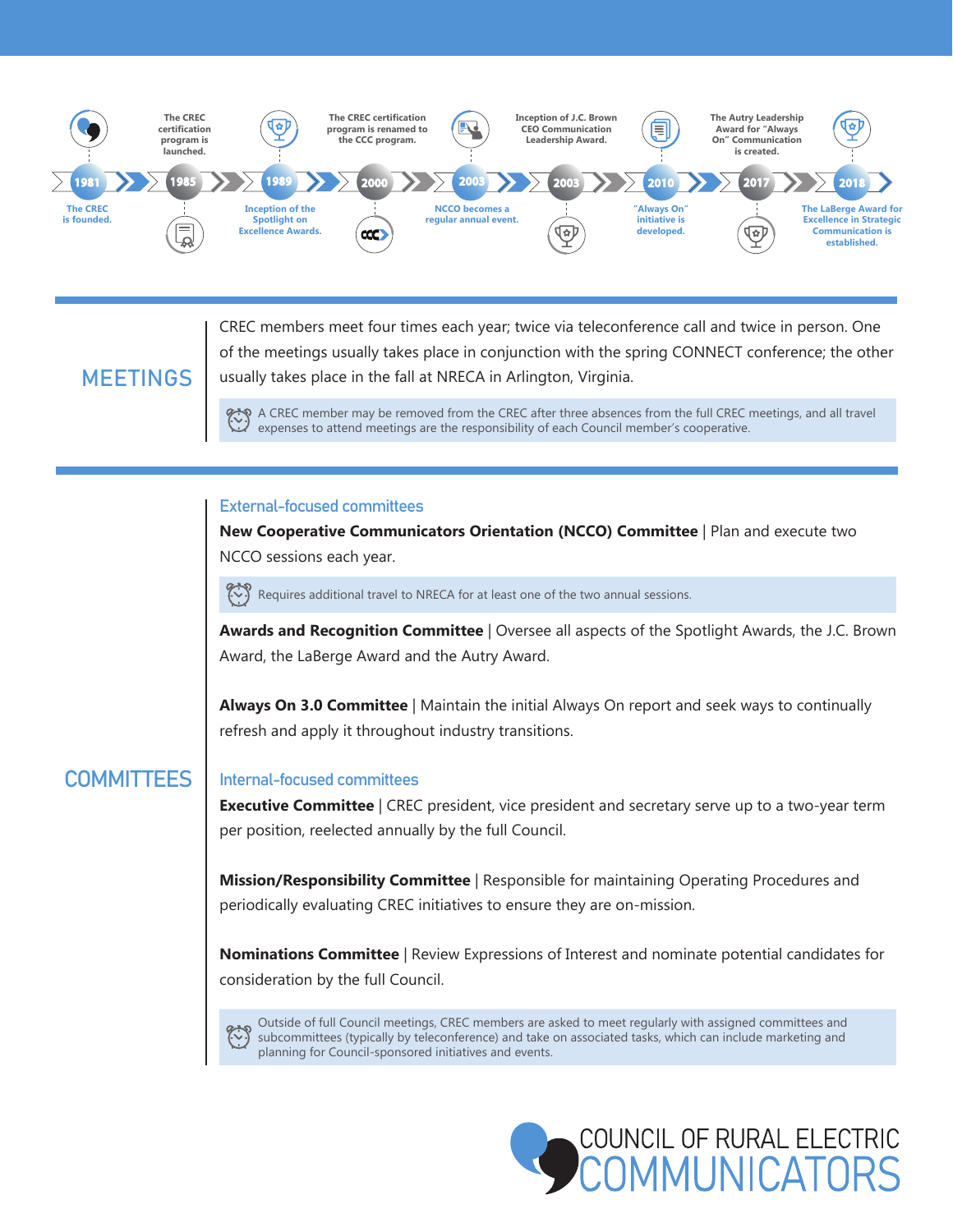1981 — The CREC is founded.

1985 — The CREC certification program is launched.

1989 — Inception of the Spotlight on Excellence Awards.

2000 — The CREC certification program is renamed to the CCC program.

2003 — NCCO becomes a regular annual event.

2003 — Inception of J.C. Brown CEO Communication Leadership Award.

2010 — "Always On" initiative is developed.

2017 — The Autry Leadership Award for "Always On" Communication is created.

2018 — The LaBerge Award for Excellence in Strategic Communication is established.

## MEETINGS

CREC members meet four times each year; twice via teleconference call and twice in person. One of the meetings usually takes place in conjunction with the spring CONNECT conference; the other usually takes place in the fall at NRECA in Arlington, Virginia.

A CREC member may be removed from the CREC after three absences from the full CREC meetings, and all travel expenses to attend meetings are the responsibility of each Council member's cooperative.

## COMMITTEES

### External-focused committees

**New Cooperative Communicators Orientation (NCCO) Committee** | Plan and execute two NCCO sessions each year.

Requires additional travel to NRECA for at least one of the two annual sessions.

**Awards and Recognition Committee** | Oversee all aspects of the Spotlight Awards, the J.C. Brown Award, the LaBerge Award and the Autry Award.

**Always On 3.0 Committee** | Maintain the initial Always On report and seek ways to continually refresh and apply it throughout industry transitions.

### Internal-focused committees

**Executive Committee** | CREC president, vice president and secretary serve up to a two-year term per position, reelected annually by the full Council.

**Mission/Responsibility Committee** | Responsible for maintaining Operating Procedures and periodically evaluating CREC initiatives to ensure they are on-mission.

**Nominations Committee** | Review Expressions of Interest and nominate potential candidates for consideration by the full Council.

Outside of full Council meetings, CREC members are asked to meet regularly with assigned committees and subcommittees (typically by teleconference) and take on associated tasks, which can include marketing and planning for Council-sponsored initiatives and events.

COUNCIL OF RURAL ELECTRIC COMMUNICATORS